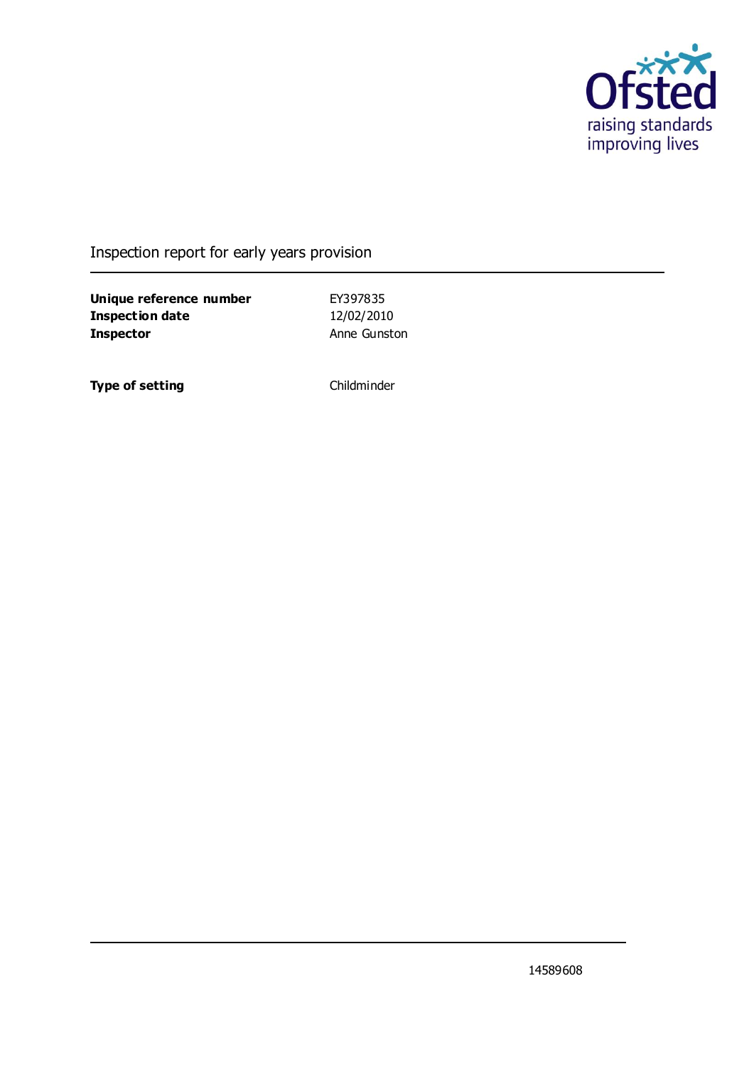Ofsted
raising standards
improving lives

# Inspection report for early years provision

| | |
|---|---|
| **Unique reference number** | EY397835 |
| **Inspection date** | 12/02/2010 |
| **Inspector** | Anne Gunston |
| | |
| **Type of setting** | Childminder |

14589608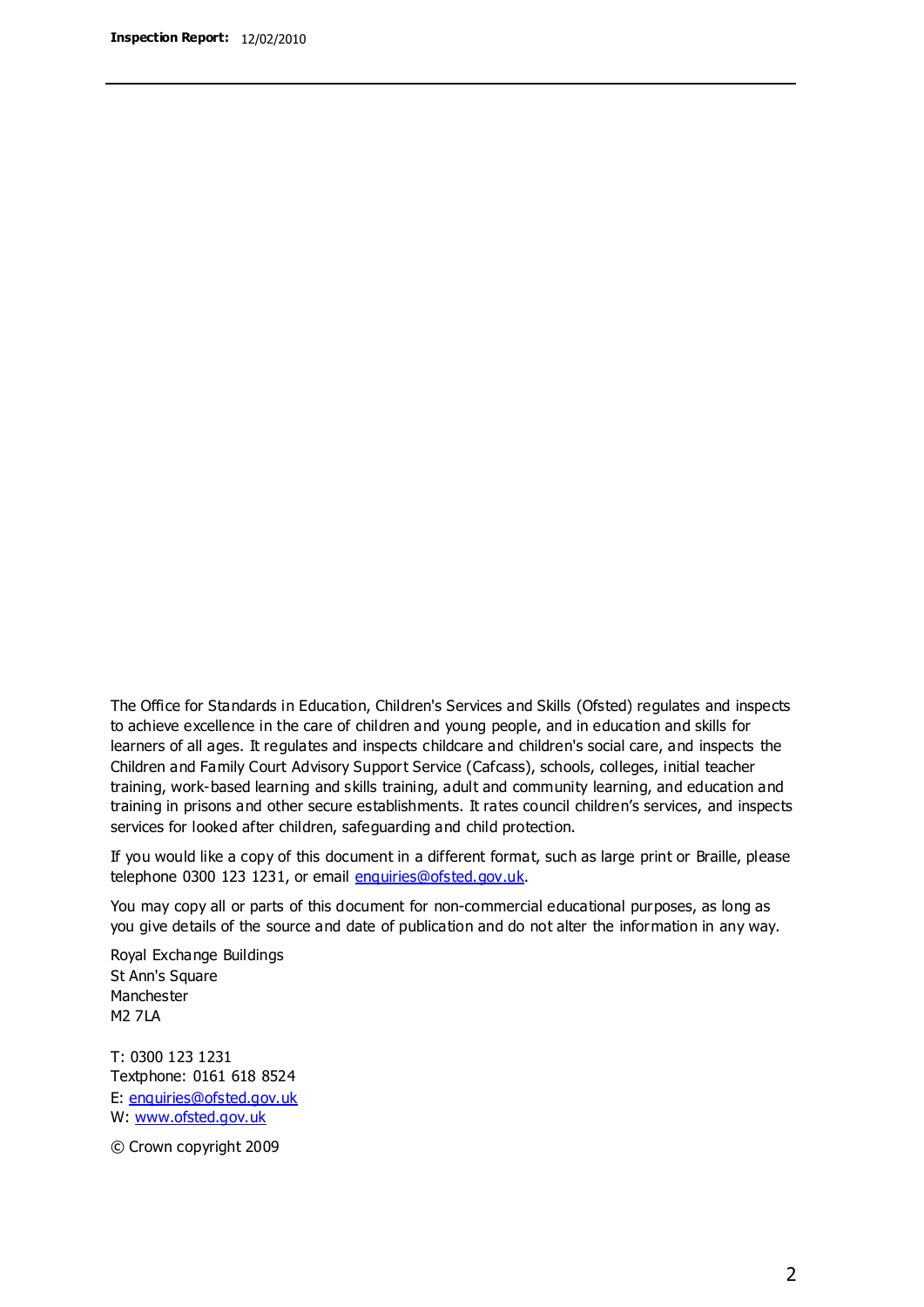The Office for Standards in Education, Children's Services and Skills (Ofsted) regulates and inspects to achieve excellence in the care of children and young people, and in education and skills for learners of all ages. It regulates and inspects childcare and children's social care, and inspects the Children and Family Court Advisory Support Service (Cafcass), schools, colleges, initial teacher training, work-based learning and skills training, adult and community learning, and education and training in prisons and other secure establishments. It rates council children's services, and inspects services for looked after children, safeguarding and child protection.

If you would like a copy of this document in a different format, such as large print or Braille, please telephone 0300 123 1231, or email enquiries@ofsted.gov.uk.

You may copy all or parts of this document for non-commercial educational purposes, as long as you give details of the source and date of publication and do not alter the information in any way.

Royal Exchange Buildings
St Ann's Square
Manchester
M2 7LA

T: 0300 123 1231
Textphone: 0161 618 8524
E: enquiries@ofsted.gov.uk
W: www.ofsted.gov.uk

© Crown copyright 2009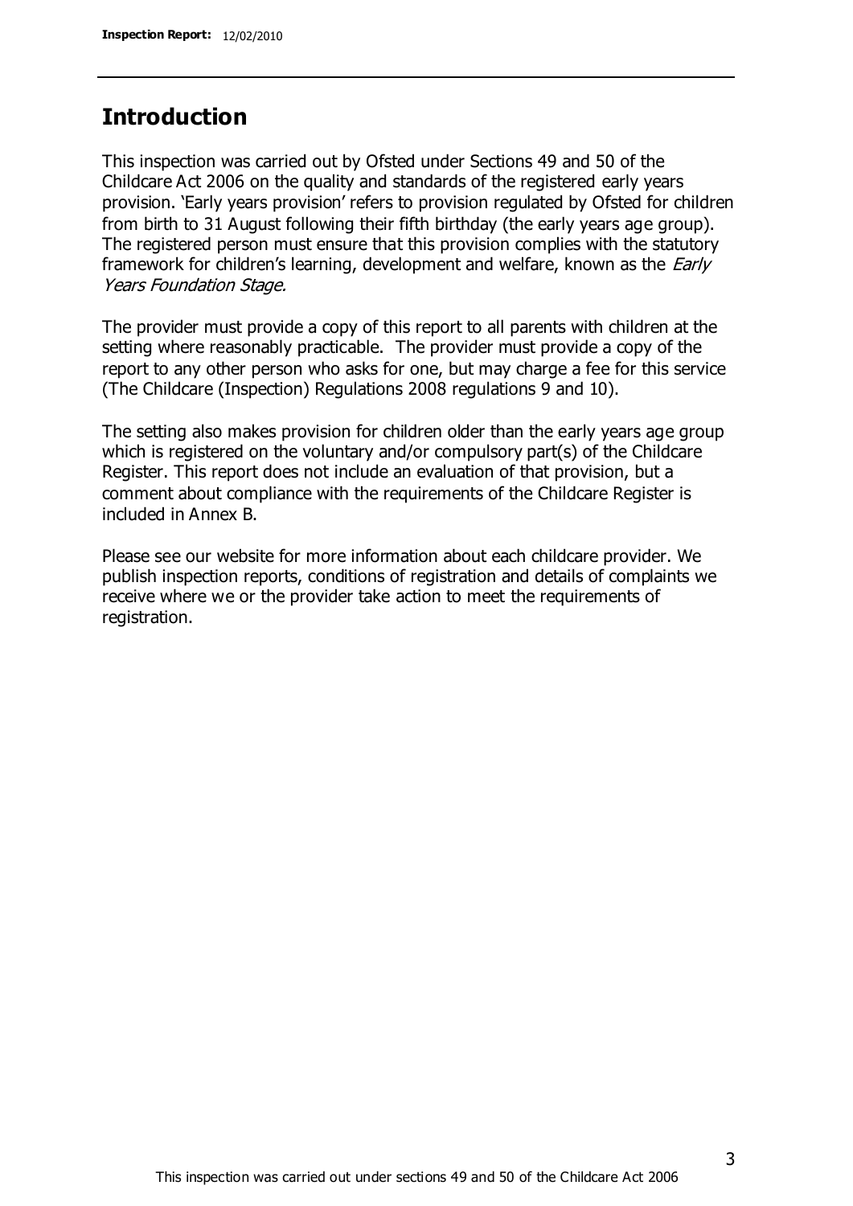## Introduction

This inspection was carried out by Ofsted under Sections 49 and 50 of the Childcare Act 2006 on the quality and standards of the registered early years provision. 'Early years provision' refers to provision regulated by Ofsted for children from birth to 31 August following their fifth birthday (the early years age group). The registered person must ensure that this provision complies with the statutory framework for children's learning, development and welfare, known as the *Early Years Foundation Stage.*

The provider must provide a copy of this report to all parents with children at the setting where reasonably practicable. The provider must provide a copy of the report to any other person who asks for one, but may charge a fee for this service (The Childcare (Inspection) Regulations 2008 regulations 9 and 10).

The setting also makes provision for children older than the early years age group which is registered on the voluntary and/or compulsory part(s) of the Childcare Register. This report does not include an evaluation of that provision, but a comment about compliance with the requirements of the Childcare Register is included in Annex B.

Please see our website for more information about each childcare provider. We publish inspection reports, conditions of registration and details of complaints we receive where we or the provider take action to meet the requirements of registration.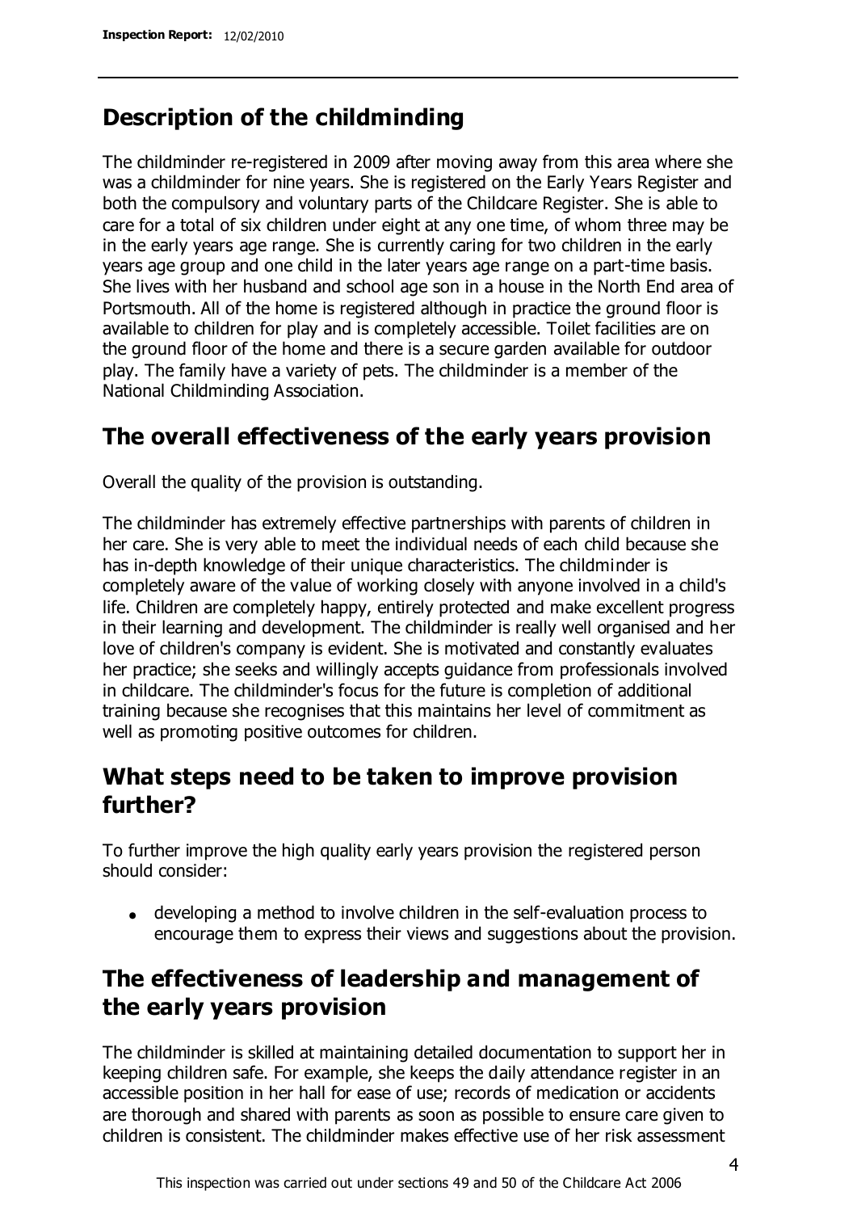## Description of the childminding

The childminder re-registered in 2009 after moving away from this area where she was a childminder for nine years. She is registered on the Early Years Register and both the compulsory and voluntary parts of the Childcare Register. She is able to care for a total of six children under eight at any one time, of whom three may be in the early years age range. She is currently caring for two children in the early years age group and one child in the later years age range on a part-time basis. She lives with her husband and school age son in a house in the North End area of Portsmouth. All of the home is registered although in practice the ground floor is available to children for play and is completely accessible. Toilet facilities are on the ground floor of the home and there is a secure garden available for outdoor play. The family have a variety of pets. The childminder is a member of the National Childminding Association.

## The overall effectiveness of the early years provision

Overall the quality of the provision is outstanding.

The childminder has extremely effective partnerships with parents of children in her care. She is very able to meet the individual needs of each child because she has in-depth knowledge of their unique characteristics. The childminder is completely aware of the value of working closely with anyone involved in a child's life. Children are completely happy, entirely protected and make excellent progress in their learning and development. The childminder is really well organised and her love of children's company is evident. She is motivated and constantly evaluates her practice; she seeks and willingly accepts guidance from professionals involved in childcare. The childminder's focus for the future is completion of additional training because she recognises that this maintains her level of commitment as well as promoting positive outcomes for children.

## What steps need to be taken to improve provision further?

To further improve the high quality early years provision the registered person should consider:

- developing a method to involve children in the self-evaluation process to encourage them to express their views and suggestions about the provision.

## The effectiveness of leadership and management of the early years provision

The childminder is skilled at maintaining detailed documentation to support her in keeping children safe. For example, she keeps the daily attendance register in an accessible position in her hall for ease of use; records of medication or accidents are thorough and shared with parents as soon as possible to ensure care given to children is consistent. The childminder makes effective use of her risk assessment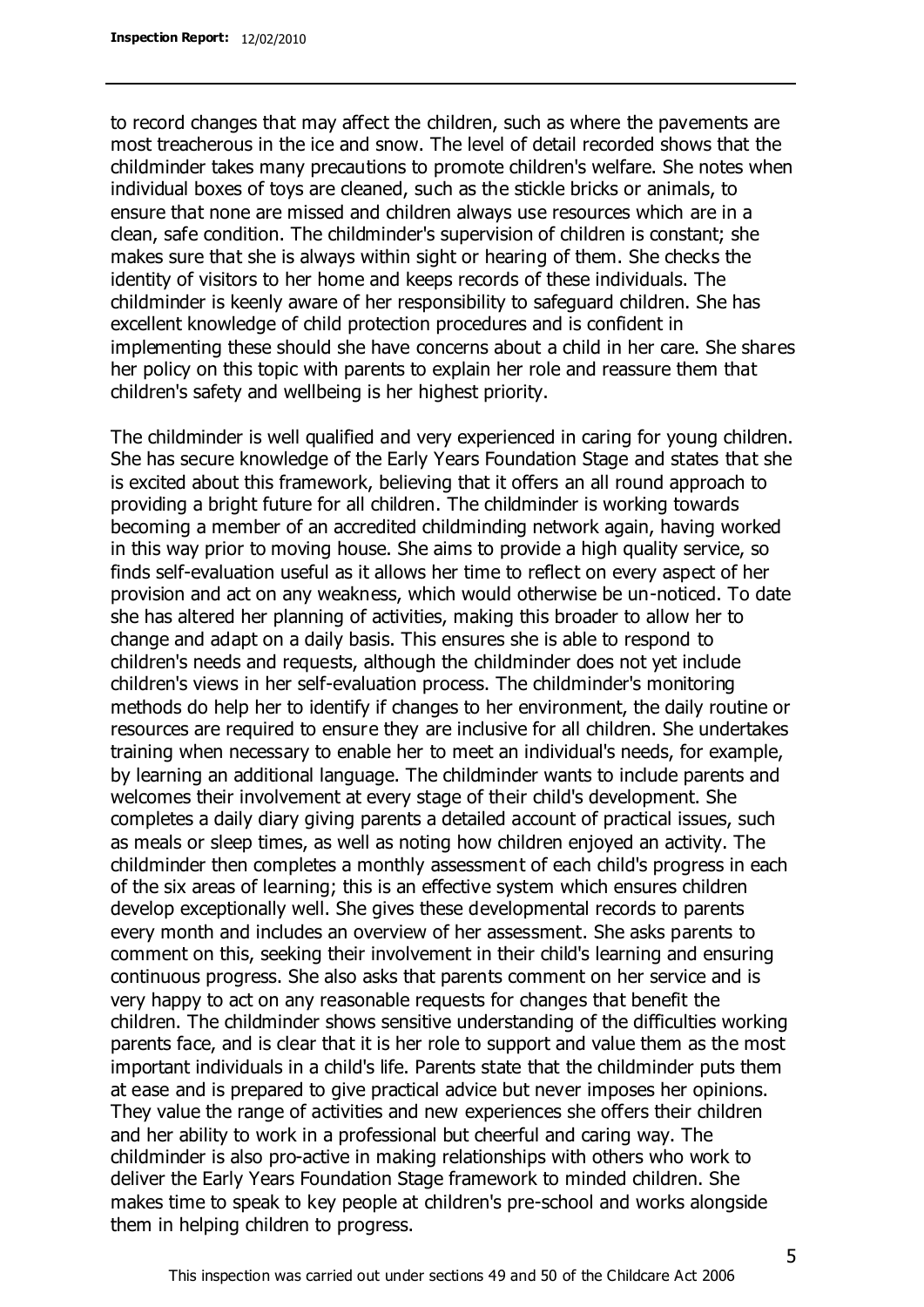to record changes that may affect the children, such as where the pavements are most treacherous in the ice and snow. The level of detail recorded shows that the childminder takes many precautions to promote children's welfare. She notes when individual boxes of toys are cleaned, such as the stickle bricks or animals, to ensure that none are missed and children always use resources which are in a clean, safe condition. The childminder's supervision of children is constant; she makes sure that she is always within sight or hearing of them. She checks the identity of visitors to her home and keeps records of these individuals. The childminder is keenly aware of her responsibility to safeguard children. She has excellent knowledge of child protection procedures and is confident in implementing these should she have concerns about a child in her care. She shares her policy on this topic with parents to explain her role and reassure them that children's safety and wellbeing is her highest priority.

The childminder is well qualified and very experienced in caring for young children. She has secure knowledge of the Early Years Foundation Stage and states that she is excited about this framework, believing that it offers an all round approach to providing a bright future for all children. The childminder is working towards becoming a member of an accredited childminding network again, having worked in this way prior to moving house. She aims to provide a high quality service, so finds self-evaluation useful as it allows her time to reflect on every aspect of her provision and act on any weakness, which would otherwise be un-noticed. To date she has altered her planning of activities, making this broader to allow her to change and adapt on a daily basis. This ensures she is able to respond to children's needs and requests, although the childminder does not yet include children's views in her self-evaluation process. The childminder's monitoring methods do help her to identify if changes to her environment, the daily routine or resources are required to ensure they are inclusive for all children. She undertakes training when necessary to enable her to meet an individual's needs, for example, by learning an additional language. The childminder wants to include parents and welcomes their involvement at every stage of their child's development. She completes a daily diary giving parents a detailed account of practical issues, such as meals or sleep times, as well as noting how children enjoyed an activity. The childminder then completes a monthly assessment of each child's progress in each of the six areas of learning; this is an effective system which ensures children develop exceptionally well. She gives these developmental records to parents every month and includes an overview of her assessment. She asks parents to comment on this, seeking their involvement in their child's learning and ensuring continuous progress. She also asks that parents comment on her service and is very happy to act on any reasonable requests for changes that benefit the children. The childminder shows sensitive understanding of the difficulties working parents face, and is clear that it is her role to support and value them as the most important individuals in a child's life. Parents state that the childminder puts them at ease and is prepared to give practical advice but never imposes her opinions. They value the range of activities and new experiences she offers their children and her ability to work in a professional but cheerful and caring way. The childminder is also pro-active in making relationships with others who work to deliver the Early Years Foundation Stage framework to minded children. She makes time to speak to key people at children's pre-school and works alongside them in helping children to progress.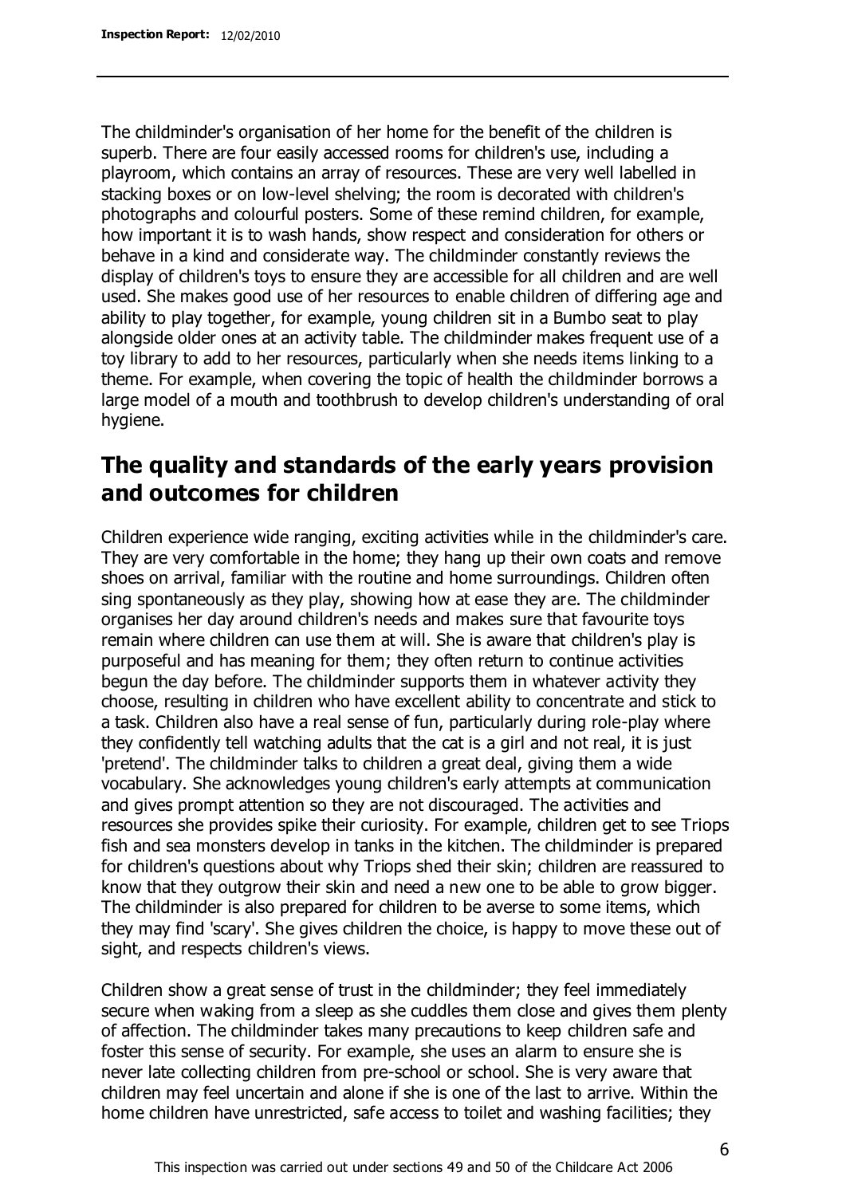The childminder's organisation of her home for the benefit of the children is superb. There are four easily accessed rooms for children's use, including a playroom, which contains an array of resources. These are very well labelled in stacking boxes or on low-level shelving; the room is decorated with children's photographs and colourful posters. Some of these remind children, for example, how important it is to wash hands, show respect and consideration for others or behave in a kind and considerate way. The childminder constantly reviews the display of children's toys to ensure they are accessible for all children and are well used. She makes good use of her resources to enable children of differing age and ability to play together, for example, young children sit in a Bumbo seat to play alongside older ones at an activity table. The childminder makes frequent use of a toy library to add to her resources, particularly when she needs items linking to a theme. For example, when covering the topic of health the childminder borrows a large model of a mouth and toothbrush to develop children's understanding of oral hygiene.

## The quality and standards of the early years provision and outcomes for children

Children experience wide ranging, exciting activities while in the childminder's care. They are very comfortable in the home; they hang up their own coats and remove shoes on arrival, familiar with the routine and home surroundings. Children often sing spontaneously as they play, showing how at ease they are. The childminder organises her day around children's needs and makes sure that favourite toys remain where children can use them at will. She is aware that children's play is purposeful and has meaning for them; they often return to continue activities begun the day before. The childminder supports them in whatever activity they choose, resulting in children who have excellent ability to concentrate and stick to a task. Children also have a real sense of fun, particularly during role-play where they confidently tell watching adults that the cat is a girl and not real, it is just 'pretend'. The childminder talks to children a great deal, giving them a wide vocabulary. She acknowledges young children's early attempts at communication and gives prompt attention so they are not discouraged. The activities and resources she provides spike their curiosity. For example, children get to see Triops fish and sea monsters develop in tanks in the kitchen. The childminder is prepared for children's questions about why Triops shed their skin; children are reassured to know that they outgrow their skin and need a new one to be able to grow bigger. The childminder is also prepared for children to be averse to some items, which they may find 'scary'. She gives children the choice, is happy to move these out of sight, and respects children's views.

Children show a great sense of trust in the childminder; they feel immediately secure when waking from a sleep as she cuddles them close and gives them plenty of affection. The childminder takes many precautions to keep children safe and foster this sense of security. For example, she uses an alarm to ensure she is never late collecting children from pre-school or school. She is very aware that children may feel uncertain and alone if she is one of the last to arrive. Within the home children have unrestricted, safe access to toilet and washing facilities; they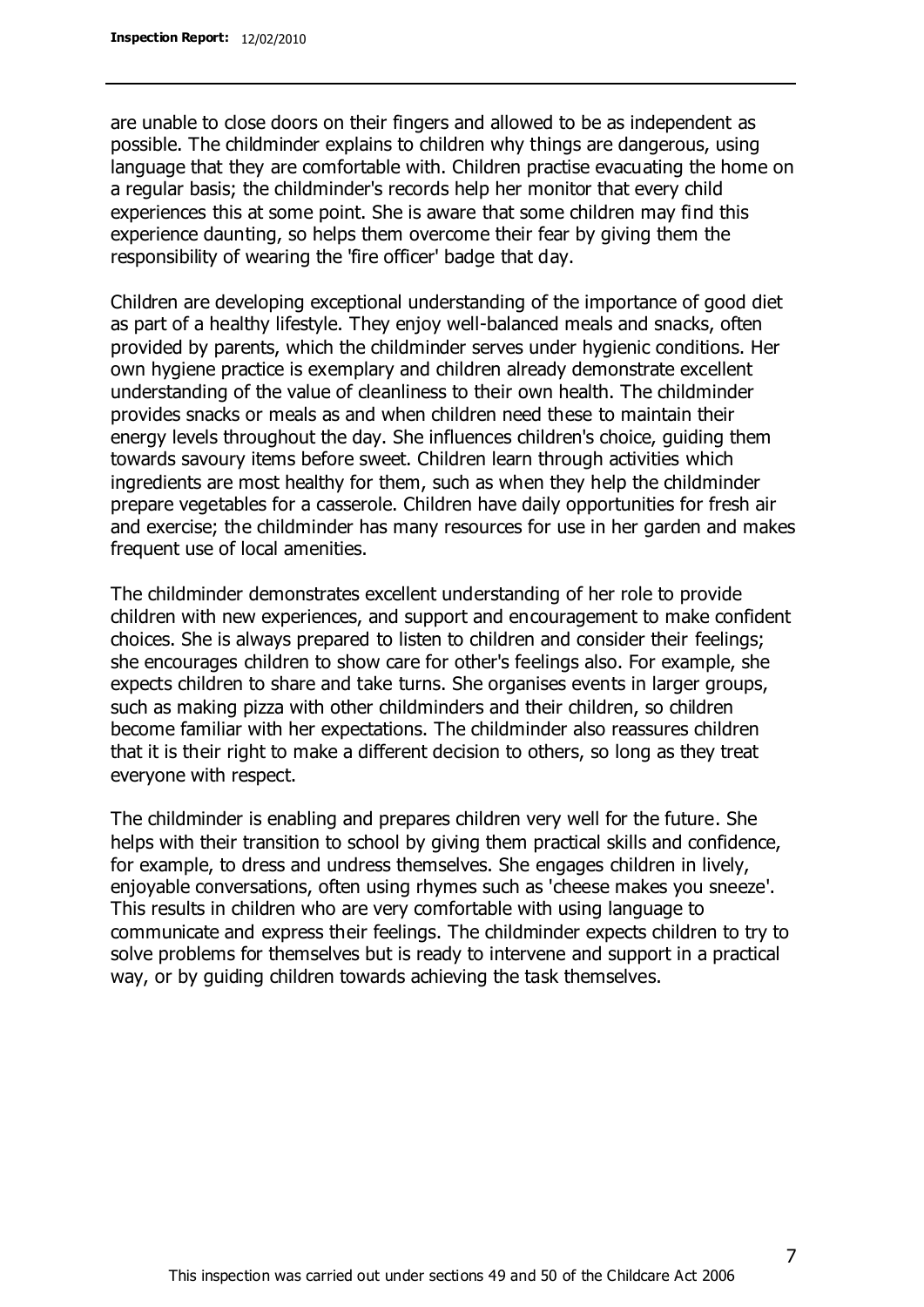are unable to close doors on their fingers and allowed to be as independent as possible. The childminder explains to children why things are dangerous, using language that they are comfortable with. Children practise evacuating the home on a regular basis; the childminder's records help her monitor that every child experiences this at some point. She is aware that some children may find this experience daunting, so helps them overcome their fear by giving them the responsibility of wearing the 'fire officer' badge that day.

Children are developing exceptional understanding of the importance of good diet as part of a healthy lifestyle. They enjoy well-balanced meals and snacks, often provided by parents, which the childminder serves under hygienic conditions. Her own hygiene practice is exemplary and children already demonstrate excellent understanding of the value of cleanliness to their own health. The childminder provides snacks or meals as and when children need these to maintain their energy levels throughout the day. She influences children's choice, guiding them towards savoury items before sweet. Children learn through activities which ingredients are most healthy for them, such as when they help the childminder prepare vegetables for a casserole. Children have daily opportunities for fresh air and exercise; the childminder has many resources for use in her garden and makes frequent use of local amenities.

The childminder demonstrates excellent understanding of her role to provide children with new experiences, and support and encouragement to make confident choices. She is always prepared to listen to children and consider their feelings; she encourages children to show care for other's feelings also. For example, she expects children to share and take turns. She organises events in larger groups, such as making pizza with other childminders and their children, so children become familiar with her expectations. The childminder also reassures children that it is their right to make a different decision to others, so long as they treat everyone with respect.

The childminder is enabling and prepares children very well for the future. She helps with their transition to school by giving them practical skills and confidence, for example, to dress and undress themselves. She engages children in lively, enjoyable conversations, often using rhymes such as 'cheese makes you sneeze'. This results in children who are very comfortable with using language to communicate and express their feelings. The childminder expects children to try to solve problems for themselves but is ready to intervene and support in a practical way, or by guiding children towards achieving the task themselves.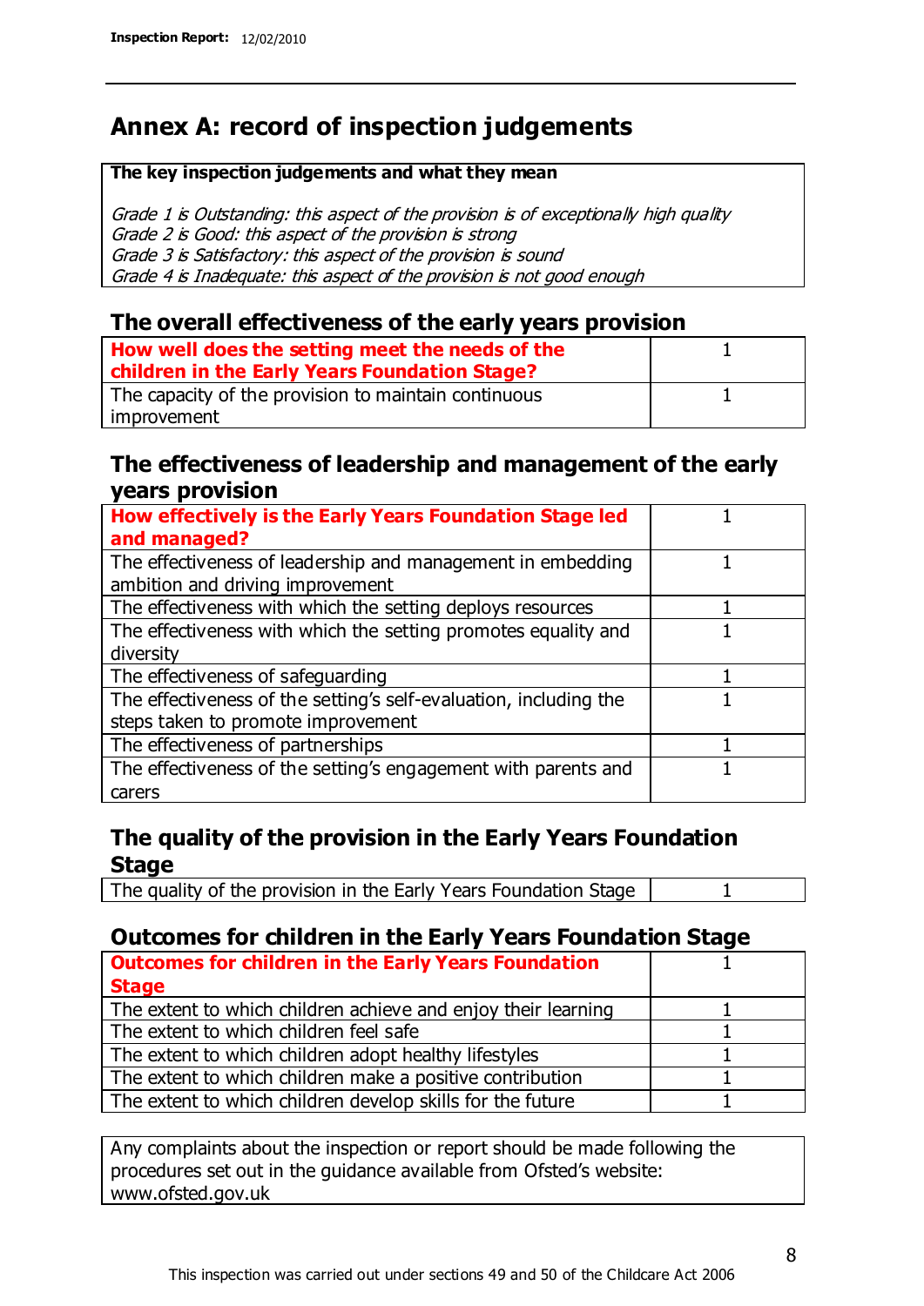# Annex A: record of inspection judgements

| The key inspection judgements and what they mean |
|---|
| *Grade 1 is Outstanding: this aspect of the provision is of exceptionally high quality*<br>*Grade 2 is Good: this aspect of the provision is strong*<br>*Grade 3 is Satisfactory: this aspect of the provision is sound*<br>*Grade 4 is Inadequate: this aspect of the provision is not good enough* |

## The overall effectiveness of the early years provision

| | |
|---|---|
| **How well does the setting meet the needs of the children in the Early Years Foundation Stage?** | 1 |
| The capacity of the provision to maintain continuous improvement | 1 |

## The effectiveness of leadership and management of the early years provision

| | |
|---|---|
| **How effectively is the Early Years Foundation Stage led and managed?** | 1 |
| The effectiveness of leadership and management in embedding ambition and driving improvement | 1 |
| The effectiveness with which the setting deploys resources | 1 |
| The effectiveness with which the setting promotes equality and diversity | 1 |
| The effectiveness of safeguarding | 1 |
| The effectiveness of the setting's self-evaluation, including the steps taken to promote improvement | 1 |
| The effectiveness of partnerships | 1 |
| The effectiveness of the setting's engagement with parents and carers | 1 |

## The quality of the provision in the Early Years Foundation Stage

| | |
|---|---|
| The quality of the provision in the Early Years Foundation Stage | 1 |

## Outcomes for children in the Early Years Foundation Stage

| | |
|---|---|
| **Outcomes for children in the Early Years Foundation Stage** | 1 |
| The extent to which children achieve and enjoy their learning | 1 |
| The extent to which children feel safe | 1 |
| The extent to which children adopt healthy lifestyles | 1 |
| The extent to which children make a positive contribution | 1 |
| The extent to which children develop skills for the future | 1 |

Any complaints about the inspection or report should be made following the procedures set out in the guidance available from Ofsted's website: www.ofsted.gov.uk

This inspection was carried out under sections 49 and 50 of the Childcare Act 2006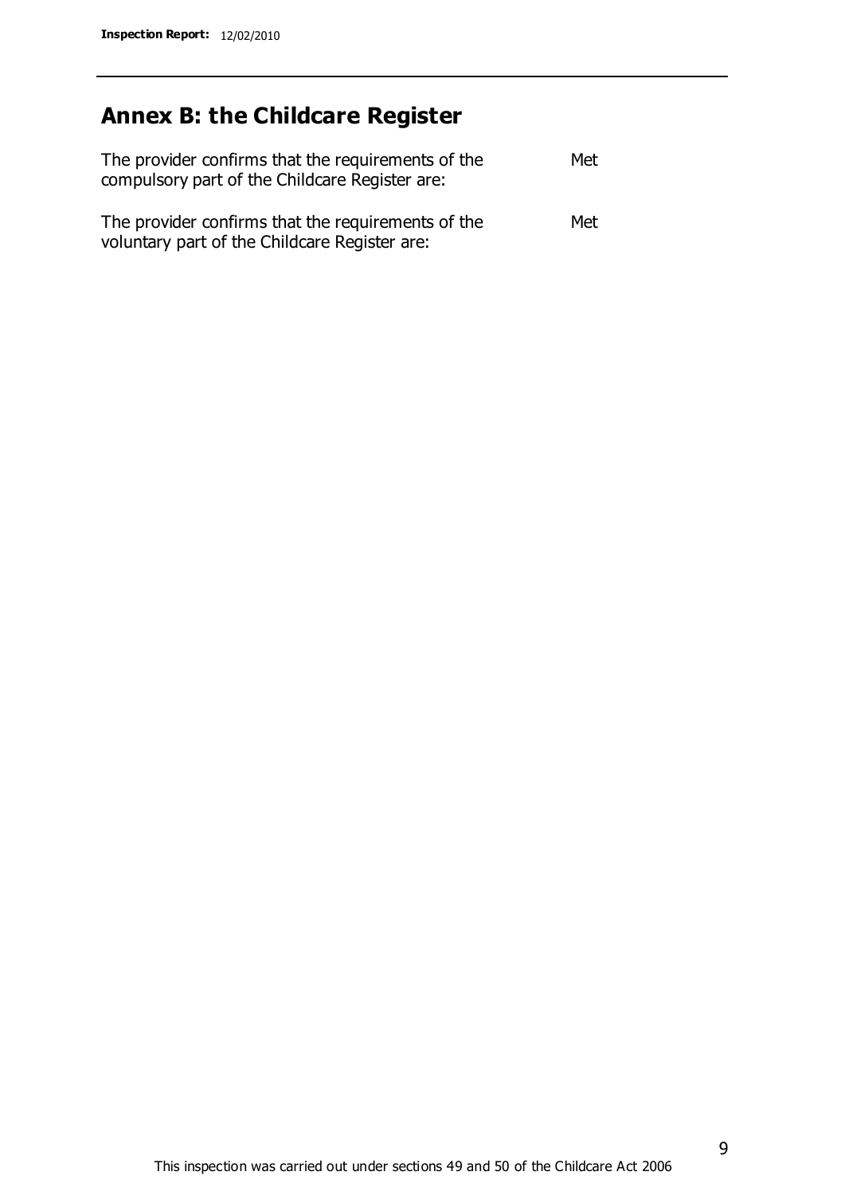# Annex B: the Childcare Register

| | |
|---|---|
| The provider confirms that the requirements of the compulsory part of the Childcare Register are: | Met |
| The provider confirms that the requirements of the voluntary part of the Childcare Register are: | Met |

This inspection was carried out under sections 49 and 50 of the Childcare Act 2006